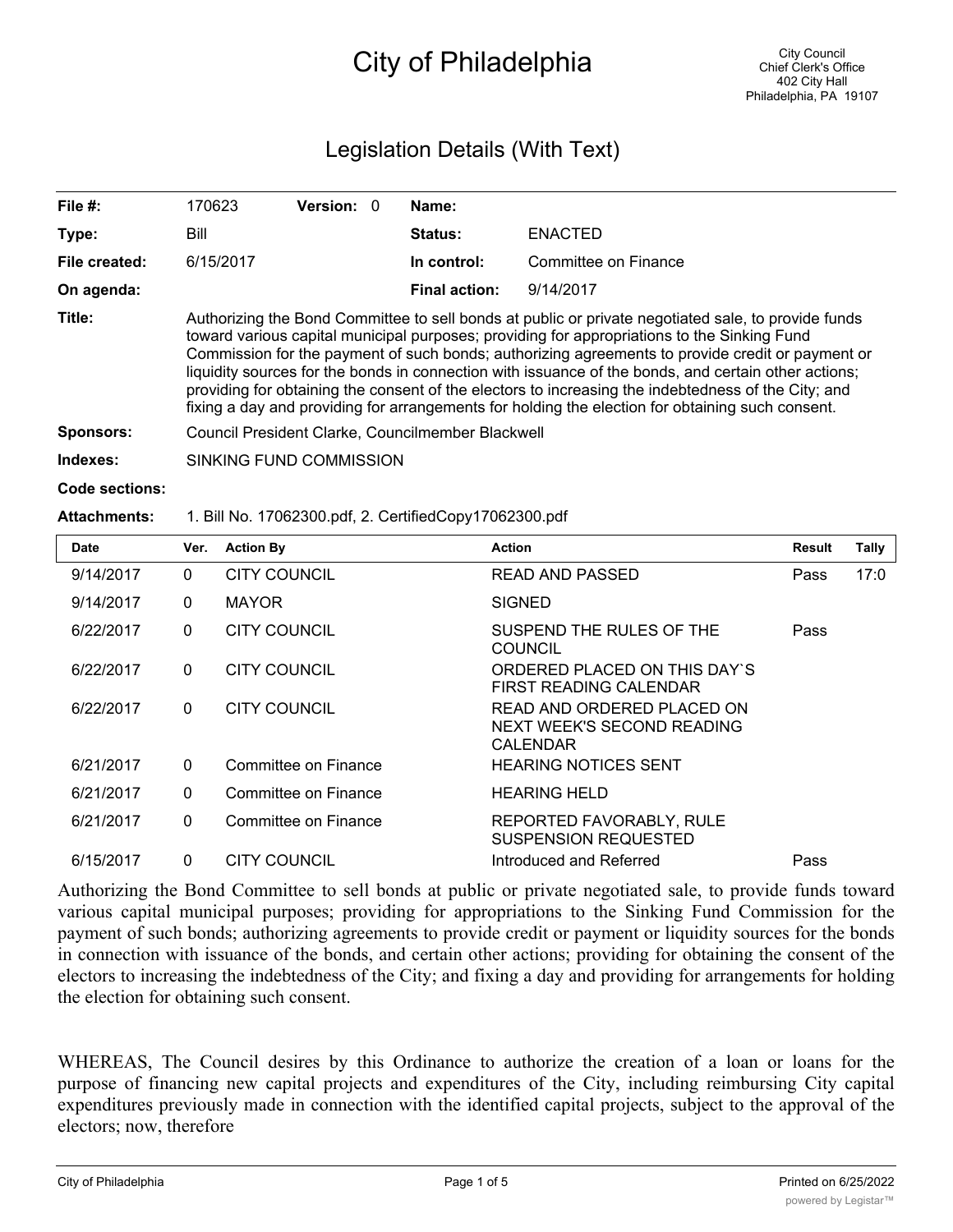# City of Philadelphia

City Council
Chief Clerk's Office
402 City Hall
Philadelphia, PA 19107

## Legislation Details (With Text)

| | | | |
|---|---|---|---|
| **File #:** | 170623 **Version:** 0 | **Name:** | |
| **Type:** | Bill | **Status:** | ENACTED |
| **File created:** | 6/15/2017 | **In control:** | Committee on Finance |
| **On agenda:** | | **Final action:** | 9/14/2017 |

**Title:** Authorizing the Bond Committee to sell bonds at public or private negotiated sale, to provide funds toward various capital municipal purposes; providing for appropriations to the Sinking Fund Commission for the payment of such bonds; authorizing agreements to provide credit or payment or liquidity sources for the bonds in connection with issuance of the bonds, and certain other actions; providing for obtaining the consent of the electors to increasing the indebtedness of the City; and fixing a day and providing for arrangements for holding the election for obtaining such consent.

**Sponsors:** Council President Clarke, Councilmember Blackwell

**Indexes:** SINKING FUND COMMISSION

**Code sections:**

**Attachments:** 1. Bill No. 17062300.pdf, 2. CertifiedCopy17062300.pdf

| Date | Ver. | Action By | Action | Result | Tally |
|---|---|---|---|---|---|
| 9/14/2017 | 0 | CITY COUNCIL | READ AND PASSED | Pass | 17:0 |
| 9/14/2017 | 0 | MAYOR | SIGNED | | |
| 6/22/2017 | 0 | CITY COUNCIL | SUSPEND THE RULES OF THE COUNCIL | Pass | |
| 6/22/2017 | 0 | CITY COUNCIL | ORDERED PLACED ON THIS DAY`S FIRST READING CALENDAR | | |
| 6/22/2017 | 0 | CITY COUNCIL | READ AND ORDERED PLACED ON NEXT WEEK'S SECOND READING CALENDAR | | |
| 6/21/2017 | 0 | Committee on Finance | HEARING NOTICES SENT | | |
| 6/21/2017 | 0 | Committee on Finance | HEARING HELD | | |
| 6/21/2017 | 0 | Committee on Finance | REPORTED FAVORABLY, RULE SUSPENSION REQUESTED | | |
| 6/15/2017 | 0 | CITY COUNCIL | Introduced and Referred | Pass | |

Authorizing the Bond Committee to sell bonds at public or private negotiated sale, to provide funds toward various capital municipal purposes; providing for appropriations to the Sinking Fund Commission for the payment of such bonds; authorizing agreements to provide credit or payment or liquidity sources for the bonds in connection with issuance of the bonds, and certain other actions; providing for obtaining the consent of the electors to increasing the indebtedness of the City; and fixing a day and providing for arrangements for holding the election for obtaining such consent.

WHEREAS, The Council desires by this Ordinance to authorize the creation of a loan or loans for the purpose of financing new capital projects and expenditures of the City, including reimbursing City capital expenditures previously made in connection with the identified capital projects, subject to the approval of the electors; now, therefore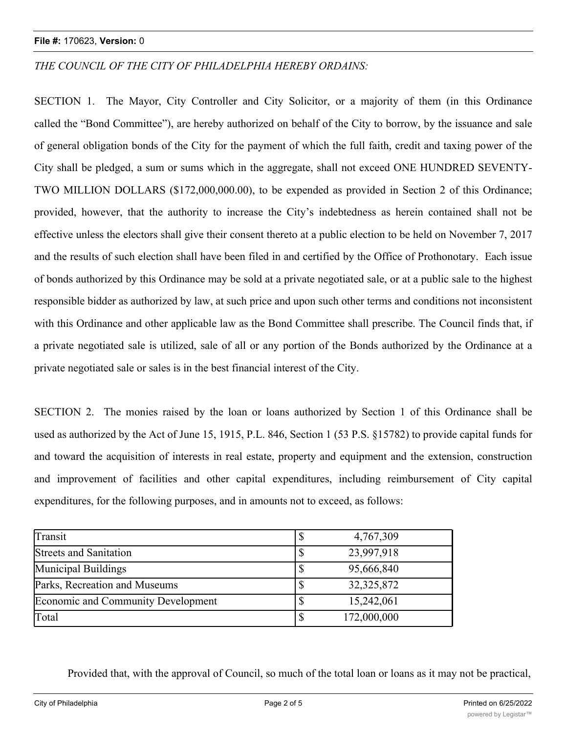*THE COUNCIL OF THE CITY OF PHILADELPHIA HEREBY ORDAINS:*

SECTION 1. The Mayor, City Controller and City Solicitor, or a majority of them (in this Ordinance called the "Bond Committee"), are hereby authorized on behalf of the City to borrow, by the issuance and sale of general obligation bonds of the City for the payment of which the full faith, credit and taxing power of the City shall be pledged, a sum or sums which in the aggregate, shall not exceed ONE HUNDRED SEVENTY-TWO MILLION DOLLARS ($172,000,000.00), to be expended as provided in Section 2 of this Ordinance; provided, however, that the authority to increase the City's indebtedness as herein contained shall not be effective unless the electors shall give their consent thereto at a public election to be held on November 7, 2017 and the results of such election shall have been filed in and certified by the Office of Prothonotary. Each issue of bonds authorized by this Ordinance may be sold at a private negotiated sale, or at a public sale to the highest responsible bidder as authorized by law, at such price and upon such other terms and conditions not inconsistent with this Ordinance and other applicable law as the Bond Committee shall prescribe. The Council finds that, if a private negotiated sale is utilized, sale of all or any portion of the Bonds authorized by the Ordinance at a private negotiated sale or sales is in the best financial interest of the City.

SECTION 2. The monies raised by the loan or loans authorized by Section 1 of this Ordinance shall be used as authorized by the Act of June 15, 1915, P.L. 846, Section 1 (53 P.S. §15782) to provide capital funds for and toward the acquisition of interests in real estate, property and equipment and the extension, construction and improvement of facilities and other capital expenditures, including reimbursement of City capital expenditures, for the following purposes, and in amounts not to exceed, as follows:

| | |
|---|---|
| Transit | $ 4,767,309 |
| Streets and Sanitation | $ 23,997,918 |
| Municipal Buildings | $ 95,666,840 |
| Parks, Recreation and Museums | $ 32,325,872 |
| Economic and Community Development | $ 15,242,061 |
| Total | $ 172,000,000 |

Provided that, with the approval of Council, so much of the total loan or loans as it may not be practical,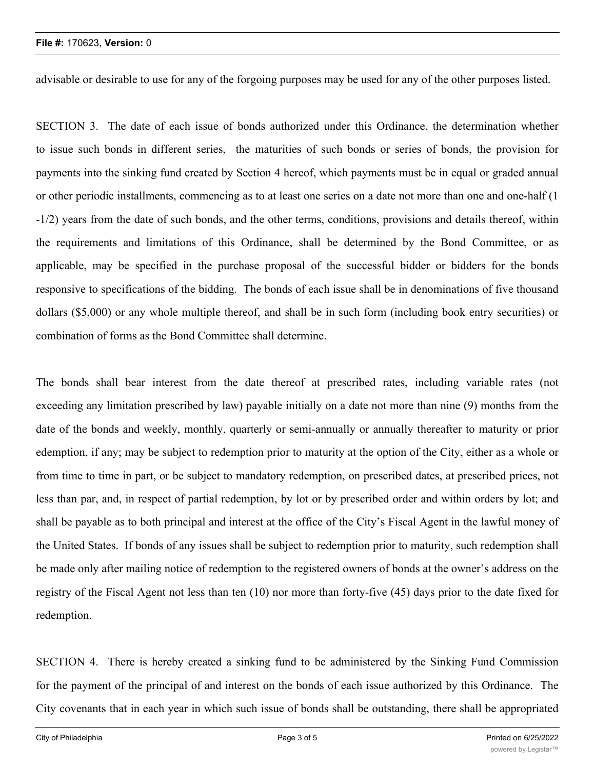advisable or desirable to use for any of the forgoing purposes may be used for any of the other purposes listed.

SECTION 3. The date of each issue of bonds authorized under this Ordinance, the determination whether to issue such bonds in different series, the maturities of such bonds or series of bonds, the provision for payments into the sinking fund created by Section 4 hereof, which payments must be in equal or graded annual or other periodic installments, commencing as to at least one series on a date not more than one and one-half (1 -1/2) years from the date of such bonds, and the other terms, conditions, provisions and details thereof, within the requirements and limitations of this Ordinance, shall be determined by the Bond Committee, or as applicable, may be specified in the purchase proposal of the successful bidder or bidders for the bonds responsive to specifications of the bidding. The bonds of each issue shall be in denominations of five thousand dollars ($5,000) or any whole multiple thereof, and shall be in such form (including book entry securities) or combination of forms as the Bond Committee shall determine.

The bonds shall bear interest from the date thereof at prescribed rates, including variable rates (not exceeding any limitation prescribed by law) payable initially on a date not more than nine (9) months from the date of the bonds and weekly, monthly, quarterly or semi-annually or annually thereafter to maturity or prior edemption, if any; may be subject to redemption prior to maturity at the option of the City, either as a whole or from time to time in part, or be subject to mandatory redemption, on prescribed dates, at prescribed prices, not less than par, and, in respect of partial redemption, by lot or by prescribed order and within orders by lot; and shall be payable as to both principal and interest at the office of the City's Fiscal Agent in the lawful money of the United States. If bonds of any issues shall be subject to redemption prior to maturity, such redemption shall be made only after mailing notice of redemption to the registered owners of bonds at the owner's address on the registry of the Fiscal Agent not less than ten (10) nor more than forty-five (45) days prior to the date fixed for redemption.

SECTION 4. There is hereby created a sinking fund to be administered by the Sinking Fund Commission for the payment of the principal of and interest on the bonds of each issue authorized by this Ordinance. The City covenants that in each year in which such issue of bonds shall be outstanding, there shall be appropriated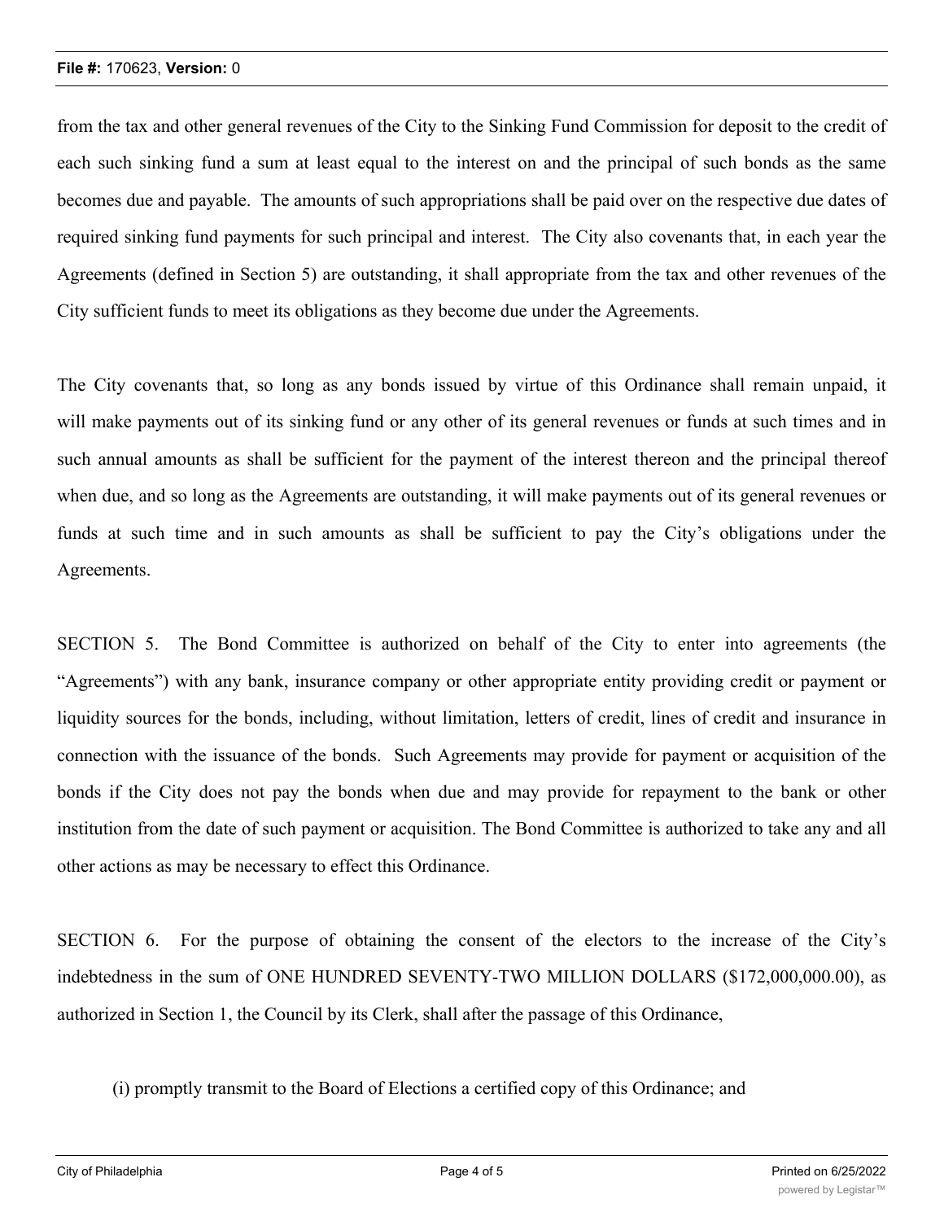from the tax and other general revenues of the City to the Sinking Fund Commission for deposit to the credit of each such sinking fund a sum at least equal to the interest on and the principal of such bonds as the same becomes due and payable. The amounts of such appropriations shall be paid over on the respective due dates of required sinking fund payments for such principal and interest. The City also covenants that, in each year the Agreements (defined in Section 5) are outstanding, it shall appropriate from the tax and other revenues of the City sufficient funds to meet its obligations as they become due under the Agreements.

The City covenants that, so long as any bonds issued by virtue of this Ordinance shall remain unpaid, it will make payments out of its sinking fund or any other of its general revenues or funds at such times and in such annual amounts as shall be sufficient for the payment of the interest thereon and the principal thereof when due, and so long as the Agreements are outstanding, it will make payments out of its general revenues or funds at such time and in such amounts as shall be sufficient to pay the City's obligations under the Agreements.

SECTION 5. The Bond Committee is authorized on behalf of the City to enter into agreements (the "Agreements") with any bank, insurance company or other appropriate entity providing credit or payment or liquidity sources for the bonds, including, without limitation, letters of credit, lines of credit and insurance in connection with the issuance of the bonds. Such Agreements may provide for payment or acquisition of the bonds if the City does not pay the bonds when due and may provide for repayment to the bank or other institution from the date of such payment or acquisition. The Bond Committee is authorized to take any and all other actions as may be necessary to effect this Ordinance.

SECTION 6. For the purpose of obtaining the consent of the electors to the increase of the City's indebtedness in the sum of ONE HUNDRED SEVENTY-TWO MILLION DOLLARS ($172,000,000.00), as authorized in Section 1, the Council by its Clerk, shall after the passage of this Ordinance,

(i) promptly transmit to the Board of Elections a certified copy of this Ordinance; and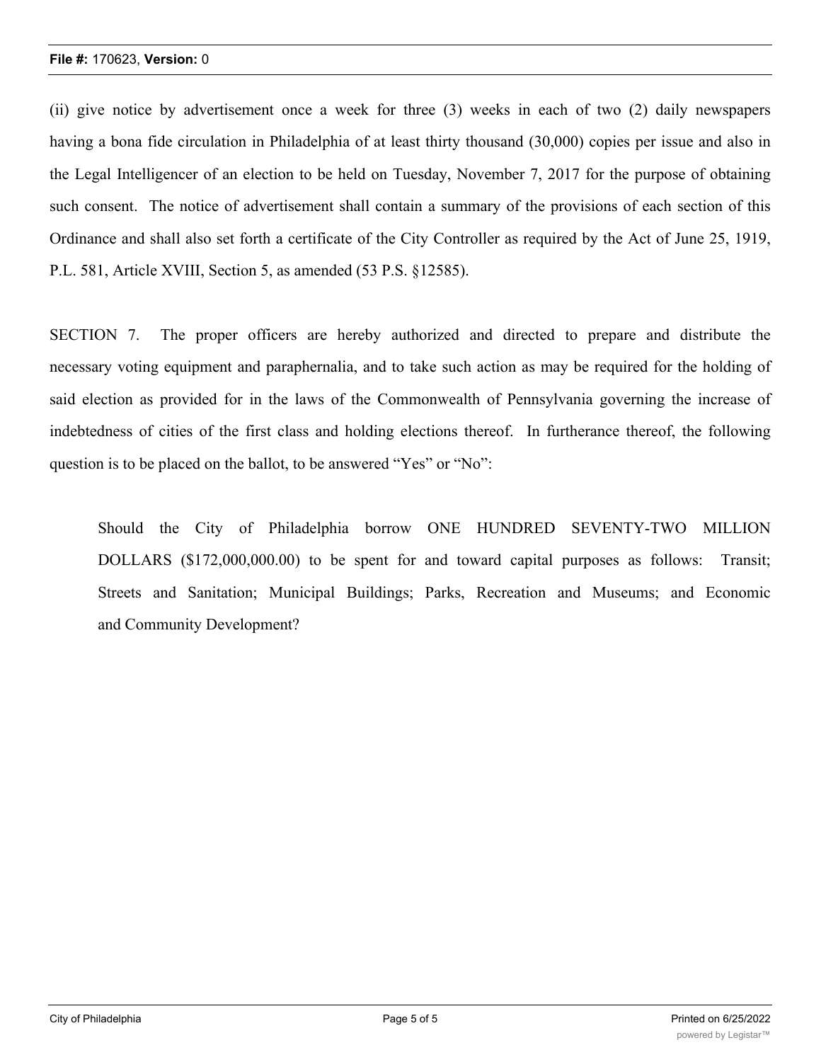(ii) give notice by advertisement once a week for three (3) weeks in each of two (2) daily newspapers having a bona fide circulation in Philadelphia of at least thirty thousand (30,000) copies per issue and also in the Legal Intelligencer of an election to be held on Tuesday, November 7, 2017 for the purpose of obtaining such consent. The notice of advertisement shall contain a summary of the provisions of each section of this Ordinance and shall also set forth a certificate of the City Controller as required by the Act of June 25, 1919, P.L. 581, Article XVIII, Section 5, as amended (53 P.S. §12585).

SECTION 7. The proper officers are hereby authorized and directed to prepare and distribute the necessary voting equipment and paraphernalia, and to take such action as may be required for the holding of said election as provided for in the laws of the Commonwealth of Pennsylvania governing the increase of indebtedness of cities of the first class and holding elections thereof. In furtherance thereof, the following question is to be placed on the ballot, to be answered "Yes" or "No":

> Should the City of Philadelphia borrow ONE HUNDRED SEVENTY-TWO MILLION DOLLARS ($172,000,000.00) to be spent for and toward capital purposes as follows: Transit; Streets and Sanitation; Municipal Buildings; Parks, Recreation and Museums; and Economic and Community Development?